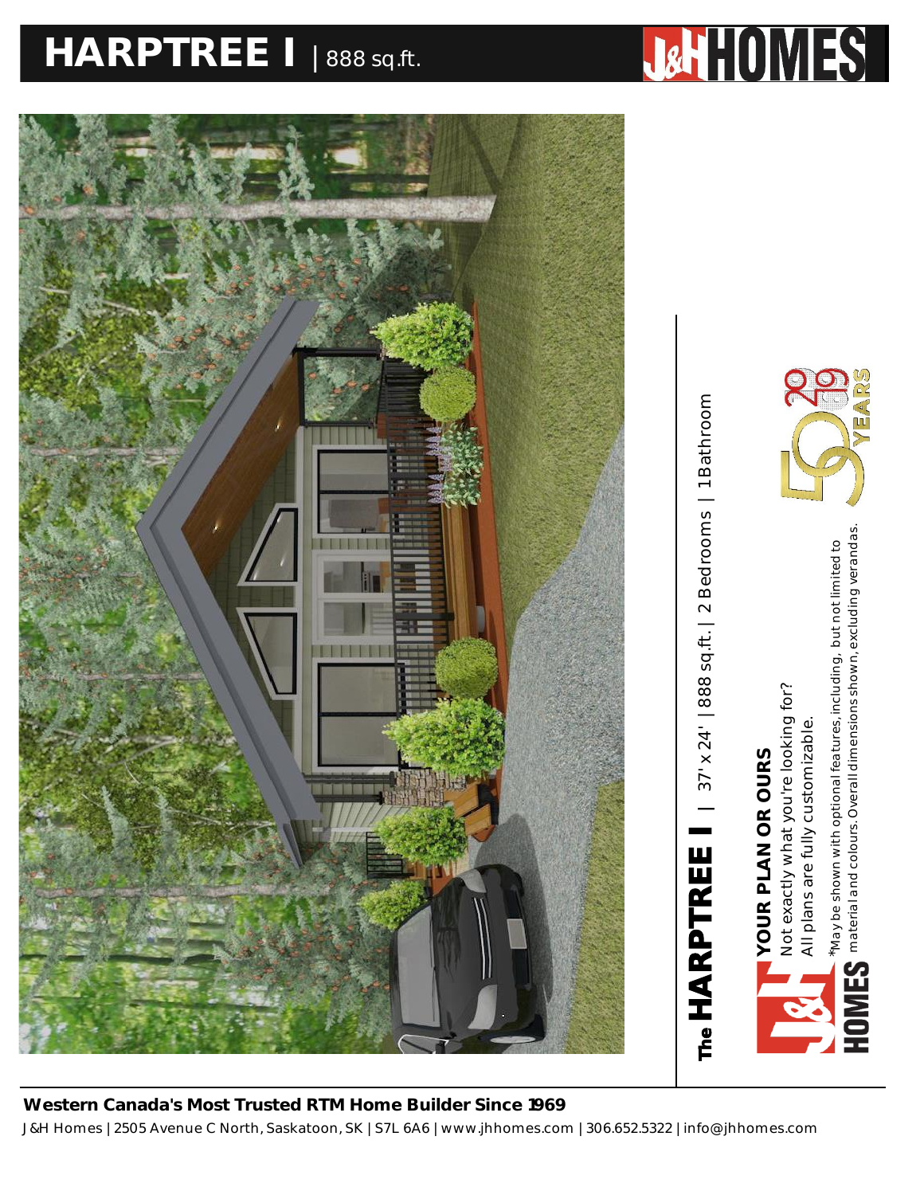# HARPTREE I | 888 sq.ft.

J&H HOMES

The **HARPTREE I** | 37' x 24' | 888 sq.ft. | 2 Bedrooms | 1 Bathroom

**YOUR PLAN OR OURS**
Not exactly what you're looking for?
All plans are fully customizable.

*May be shown with optional features, including, but not limited to material and colours. Overall dimensions shown, excluding verandas.

1969 – 2019 50 YEARS

**Western Canada's Most Trusted RTM Home Builder Since 1969**

J&H Homes | 2505 Avenue C North, Saskatoon, SK | S7L 6A6 | www.jhhomes.com | 306.652.5322 | info@jhhomes.com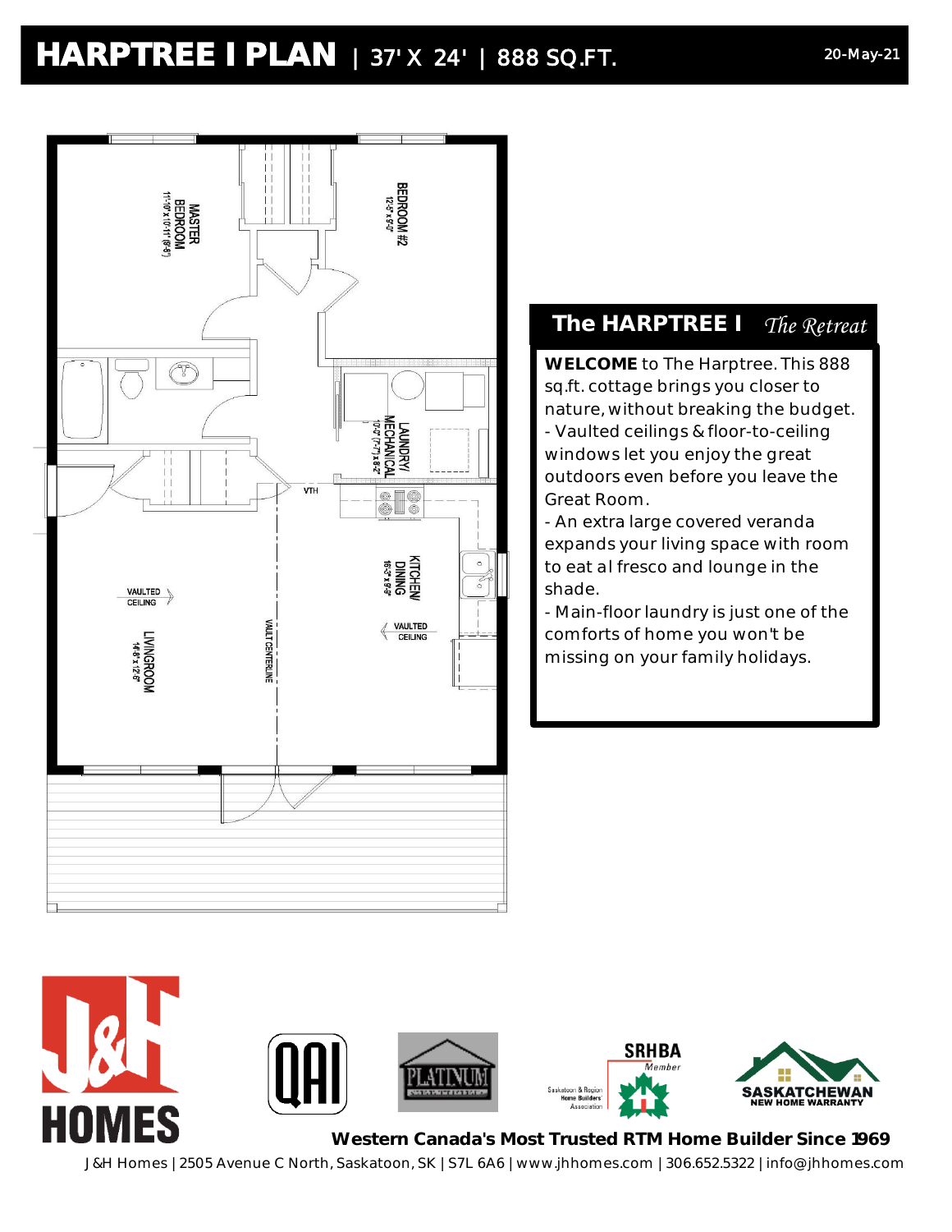# HARPTREE I PLAN | 37' X 24' | 888 SQ.FT.

20-May-21

MASTER BEDROOM
11'-10" x 10'-11" (8'-8")

BEDROOM #2
12'-5" x 9'-0"

LAUNDRY/ MECHANICAL
10'-0" (7'-7") x 8'-2"

VTH

KITCHEN/ DINING
16'-3" x 9'-0"

VAULTED CEILING

VAULT CENTERLINE

VAULTED CEILING

LIVINGROOM
14'-6" x 12'-6"

## The HARPTREE I *The Retreat*

**WELCOME** to The Harptree. This 888 sq.ft. cottage brings you closer to nature, without breaking the budget.

- Vaulted ceilings & floor-to-ceiling windows let you enjoy the great outdoors even before you leave the Great Room.
- An extra large covered veranda expands your living space with room to eat al fresco and lounge in the shade.
- Main-floor laundry is just one of the comforts of home you won't be missing on your family holidays.

J&H HOMES

QAI

PLATINUM

SRHBA Member
Saskatoon & Region Home Builders' Association

SASKATCHEWAN NEW HOME WARRANTY

**Western Canada's Most Trusted RTM Home Builder Since 1969**

J&H Homes | 2505 Avenue C North, Saskatoon, SK | S7L 6A6 | www.jhhomes.com | 306.652.5322 | info@jhhomes.com